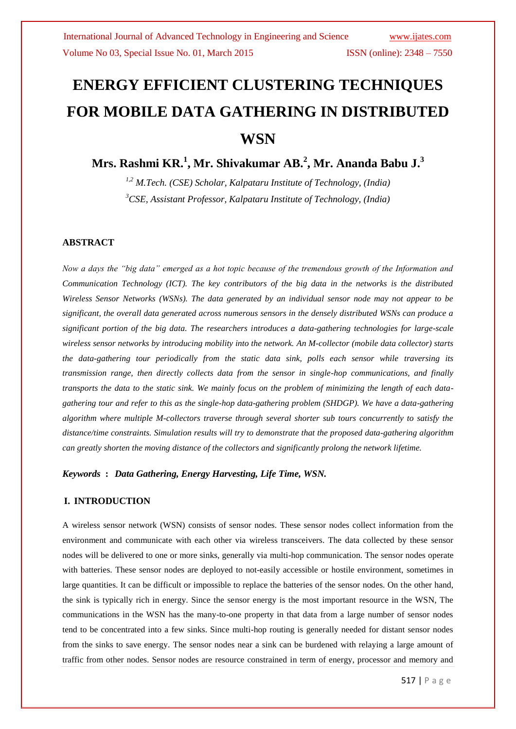# ENERGY EFFICIENT CLUSTERING TECHNIQUES FOR MOBILE DATA GATHERING IN DISTRIBUTED WSN

**Mrs. Rashmi KR.[1], Mr. Shivakumar AB.[2], Mr. Ananda Babu J.[3]**

*[1,2] M.Tech. (CSE) Scholar, Kalpataru Institute of Technology, (India)*
*[3]CSE, Assistant Professor, Kalpataru Institute of Technology, (India)*

## ABSTRACT

*Now a days the "big data" emerged as a hot topic because of the tremendous growth of the Information and Communication Technology (ICT). The key contributors of the big data in the networks is the distributed Wireless Sensor Networks (WSNs). The data generated by an individual sensor node may not appear to be significant, the overall data generated across numerous sensors in the densely distributed WSNs can produce a significant portion of the big data. The researchers introduces a data-gathering technologies for large-scale wireless sensor networks by introducing mobility into the network. An M-collector (mobile data collector) starts the data-gathering tour periodically from the static data sink, polls each sensor while traversing its transmission range, then directly collects data from the sensor in single-hop communications, and finally transports the data to the static sink. We mainly focus on the problem of minimizing the length of each data-gathering tour and refer to this as the single-hop data-gathering problem (SHDGP). We have a data-gathering algorithm where multiple M-collectors traverse through several shorter sub tours concurrently to satisfy the distance/time constraints. Simulation results will try to demonstrate that the proposed data-gathering algorithm can greatly shorten the moving distance of the collectors and significantly prolong the network lifetime.*

***Keywords* : *Data Gathering, Energy Harvesting, Life Time, WSN.***

## I. INTRODUCTION

A wireless sensor network (WSN) consists of sensor nodes. These sensor nodes collect information from the environment and communicate with each other via wireless transceivers. The data collected by these sensor nodes will be delivered to one or more sinks, generally via multi-hop communication. The sensor nodes operate with batteries. These sensor nodes are deployed to not-easily accessible or hostile environment, sometimes in large quantities. It can be difficult or impossible to replace the batteries of the sensor nodes. On the other hand, the sink is typically rich in energy. Since the sensor energy is the most important resource in the WSN, The communications in the WSN has the many-to-one property in that data from a large number of sensor nodes tend to be concentrated into a few sinks. Since multi-hop routing is generally needed for distant sensor nodes from the sinks to save energy. The sensor nodes near a sink can be burdened with relaying a large amount of traffic from other nodes. Sensor nodes are resource constrained in term of energy, processor and memory and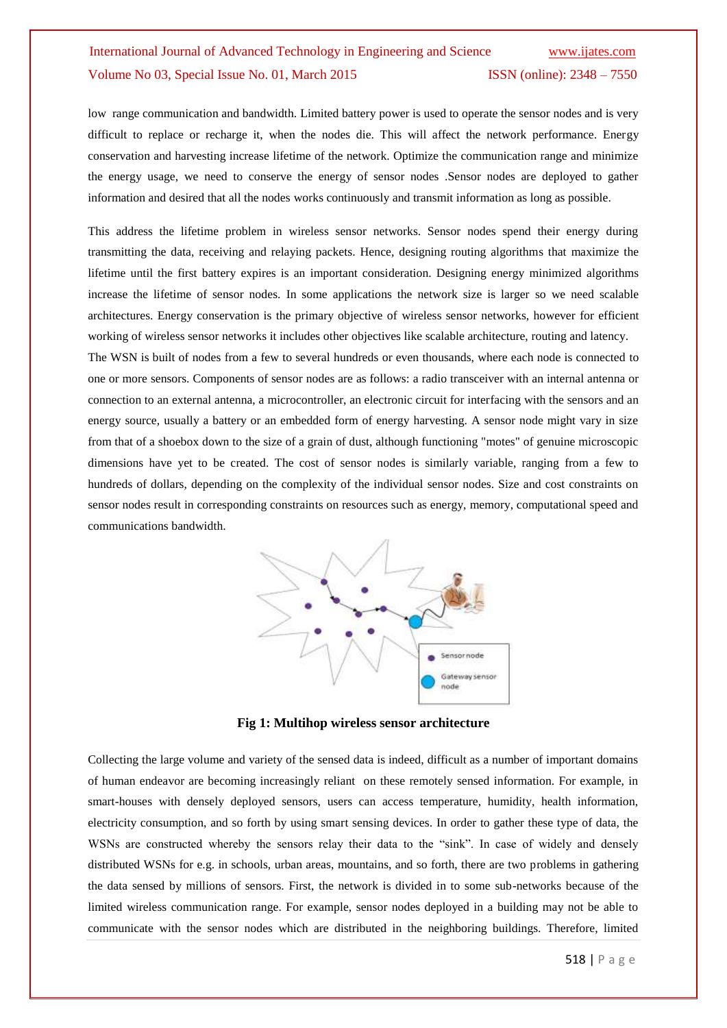low range communication and bandwidth. Limited battery power is used to operate the sensor nodes and is very difficult to replace or recharge it, when the nodes die. This will affect the network performance. Energy conservation and harvesting increase lifetime of the network. Optimize the communication range and minimize the energy usage, we need to conserve the energy of sensor nodes .Sensor nodes are deployed to gather information and desired that all the nodes works continuously and transmit information as long as possible.

This address the lifetime problem in wireless sensor networks. Sensor nodes spend their energy during transmitting the data, receiving and relaying packets. Hence, designing routing algorithms that maximize the lifetime until the first battery expires is an important consideration. Designing energy minimized algorithms increase the lifetime of sensor nodes. In some applications the network size is larger so we need scalable architectures. Energy conservation is the primary objective of wireless sensor networks, however for efficient working of wireless sensor networks it includes other objectives like scalable architecture, routing and latency.

The WSN is built of nodes from a few to several hundreds or even thousands, where each node is connected to one or more sensors. Components of sensor nodes are as follows: a radio transceiver with an internal antenna or connection to an external antenna, a microcontroller, an electronic circuit for interfacing with the sensors and an energy source, usually a battery or an embedded form of energy harvesting. A sensor node might vary in size from that of a shoebox down to the size of a grain of dust, although functioning "motes" of genuine microscopic dimensions have yet to be created. The cost of sensor nodes is similarly variable, ranging from a few to hundreds of dollars, depending on the complexity of the individual sensor nodes. Size and cost constraints on sensor nodes result in corresponding constraints on resources such as energy, memory, computational speed and communications bandwidth.

**Fig 1: Multihop wireless sensor architecture**

Collecting the large volume and variety of the sensed data is indeed, difficult as a number of important domains of human endeavor are becoming increasingly reliant on these remotely sensed information. For example, in smart-houses with densely deployed sensors, users can access temperature, humidity, health information, electricity consumption, and so forth by using smart sensing devices. In order to gather these type of data, the WSNs are constructed whereby the sensors relay their data to the "sink". In case of widely and densely distributed WSNs for e.g. in schools, urban areas, mountains, and so forth, there are two problems in gathering the data sensed by millions of sensors. First, the network is divided in to some sub-networks because of the limited wireless communication range. For example, sensor nodes deployed in a building may not be able to communicate with the sensor nodes which are distributed in the neighboring buildings. Therefore, limited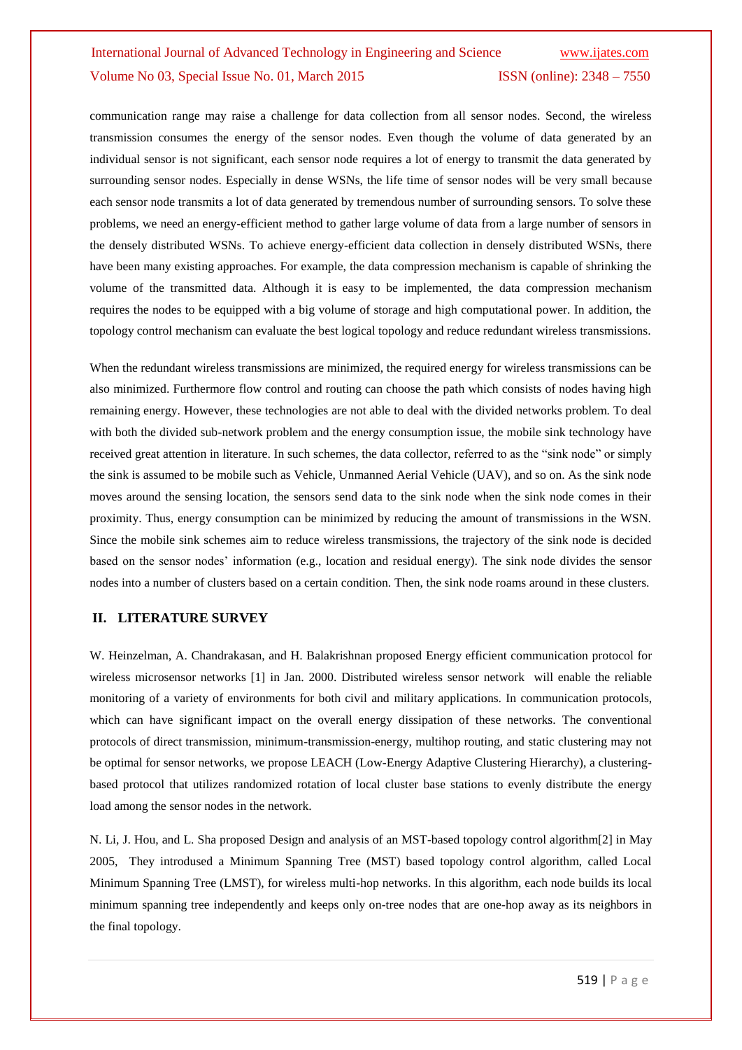communication range may raise a challenge for data collection from all sensor nodes. Second, the wireless transmission consumes the energy of the sensor nodes. Even though the volume of data generated by an individual sensor is not significant, each sensor node requires a lot of energy to transmit the data generated by surrounding sensor nodes. Especially in dense WSNs, the life time of sensor nodes will be very small because each sensor node transmits a lot of data generated by tremendous number of surrounding sensors. To solve these problems, we need an energy-efficient method to gather large volume of data from a large number of sensors in the densely distributed WSNs. To achieve energy-efficient data collection in densely distributed WSNs, there have been many existing approaches. For example, the data compression mechanism is capable of shrinking the volume of the transmitted data. Although it is easy to be implemented, the data compression mechanism requires the nodes to be equipped with a big volume of storage and high computational power. In addition, the topology control mechanism can evaluate the best logical topology and reduce redundant wireless transmissions.

When the redundant wireless transmissions are minimized, the required energy for wireless transmissions can be also minimized. Furthermore flow control and routing can choose the path which consists of nodes having high remaining energy. However, these technologies are not able to deal with the divided networks problem. To deal with both the divided sub-network problem and the energy consumption issue, the mobile sink technology have received great attention in literature. In such schemes, the data collector, referred to as the "sink node" or simply the sink is assumed to be mobile such as Vehicle, Unmanned Aerial Vehicle (UAV), and so on. As the sink node moves around the sensing location, the sensors send data to the sink node when the sink node comes in their proximity. Thus, energy consumption can be minimized by reducing the amount of transmissions in the WSN. Since the mobile sink schemes aim to reduce wireless transmissions, the trajectory of the sink node is decided based on the sensor nodes' information (e.g., location and residual energy). The sink node divides the sensor nodes into a number of clusters based on a certain condition. Then, the sink node roams around in these clusters.

## II. LITERATURE SURVEY

W. Heinzelman, A. Chandrakasan, and H. Balakrishnan proposed Energy efficient communication protocol for wireless microsensor networks [1] in Jan. 2000. Distributed wireless sensor network will enable the reliable monitoring of a variety of environments for both civil and military applications. In communication protocols, which can have significant impact on the overall energy dissipation of these networks. The conventional protocols of direct transmission, minimum-transmission-energy, multihop routing, and static clustering may not be optimal for sensor networks, we propose LEACH (Low-Energy Adaptive Clustering Hierarchy), a clustering-based protocol that utilizes randomized rotation of local cluster base stations to evenly distribute the energy load among the sensor nodes in the network.

N. Li, J. Hou, and L. Sha proposed Design and analysis of an MST-based topology control algorithm[2] in May 2005, They introdused a Minimum Spanning Tree (MST) based topology control algorithm, called Local Minimum Spanning Tree (LMST), for wireless multi-hop networks. In this algorithm, each node builds its local minimum spanning tree independently and keeps only on-tree nodes that are one-hop away as its neighbors in the final topology.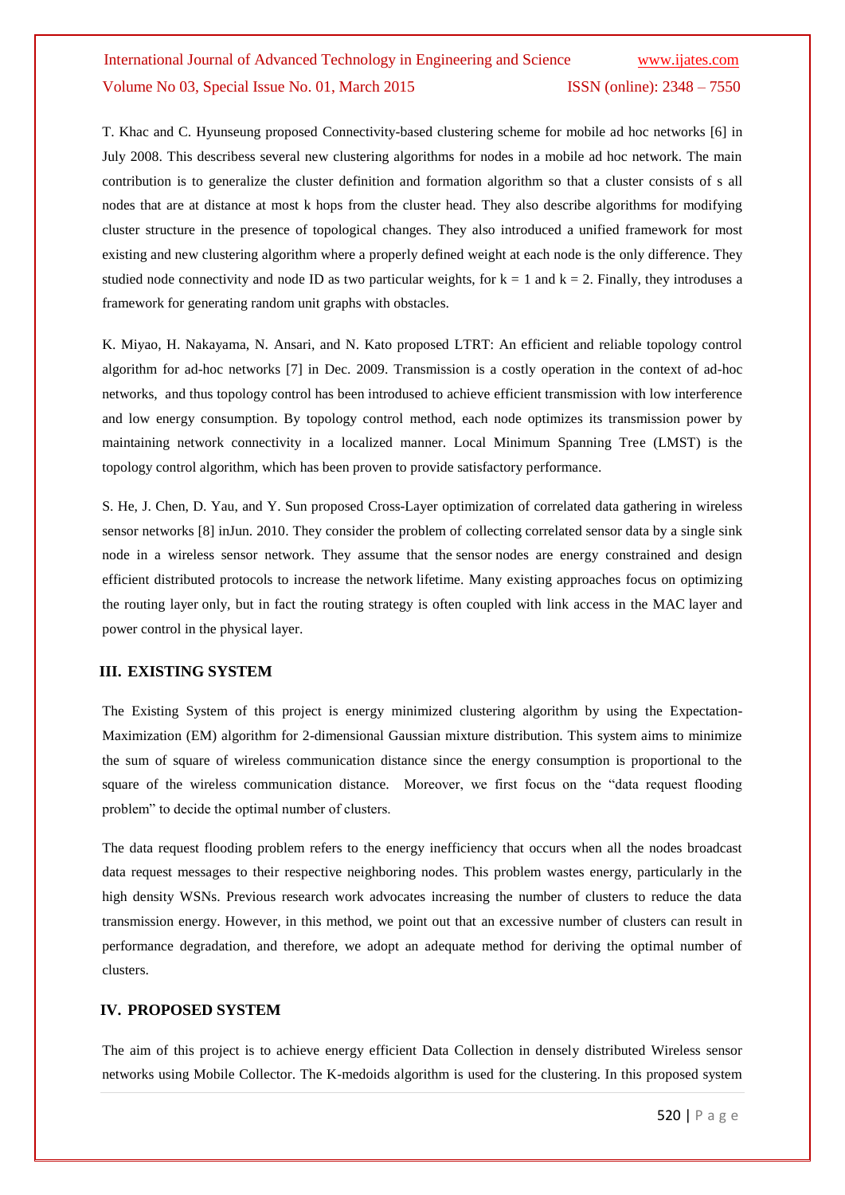T. Khac and C. Hyunseung proposed Connectivity-based clustering scheme for mobile ad hoc networks [6] in July 2008. This describess several new clustering algorithms for nodes in a mobile ad hoc network. The main contribution is to generalize the cluster definition and formation algorithm so that a cluster consists of s all nodes that are at distance at most k hops from the cluster head. They also describe algorithms for modifying cluster structure in the presence of topological changes. They also introduced a unified framework for most existing and new clustering algorithm where a properly defined weight at each node is the only difference. They studied node connectivity and node ID as two particular weights, for $k = 1$ and $k = 2$. Finally, they introduses a framework for generating random unit graphs with obstacles.

K. Miyao, H. Nakayama, N. Ansari, and N. Kato proposed LTRT: An efficient and reliable topology control algorithm for ad-hoc networks [7] in Dec. 2009. Transmission is a costly operation in the context of ad-hoc networks, and thus topology control has been introdused to achieve efficient transmission with low interference and low energy consumption. By topology control method, each node optimizes its transmission power by maintaining network connectivity in a localized manner. Local Minimum Spanning Tree (LMST) is the topology control algorithm, which has been proven to provide satisfactory performance.

S. He, J. Chen, D. Yau, and Y. Sun proposed Cross-Layer optimization of correlated data gathering in wireless sensor networks [8] inJun. 2010. They consider the problem of collecting correlated sensor data by a single sink node in a wireless sensor network. They assume that the sensor nodes are energy constrained and design efficient distributed protocols to increase the network lifetime. Many existing approaches focus on optimizing the routing layer only, but in fact the routing strategy is often coupled with link access in the MAC layer and power control in the physical layer.

## III. EXISTING SYSTEM

The Existing System of this project is energy minimized clustering algorithm by using the Expectation-Maximization (EM) algorithm for 2-dimensional Gaussian mixture distribution. This system aims to minimize the sum of square of wireless communication distance since the energy consumption is proportional to the square of the wireless communication distance. Moreover, we first focus on the "data request flooding problem" to decide the optimal number of clusters.

The data request flooding problem refers to the energy inefficiency that occurs when all the nodes broadcast data request messages to their respective neighboring nodes. This problem wastes energy, particularly in the high density WSNs. Previous research work advocates increasing the number of clusters to reduce the data transmission energy. However, in this method, we point out that an excessive number of clusters can result in performance degradation, and therefore, we adopt an adequate method for deriving the optimal number of clusters.

## IV. PROPOSED SYSTEM

The aim of this project is to achieve energy efficient Data Collection in densely distributed Wireless sensor networks using Mobile Collector. The K-medoids algorithm is used for the clustering. In this proposed system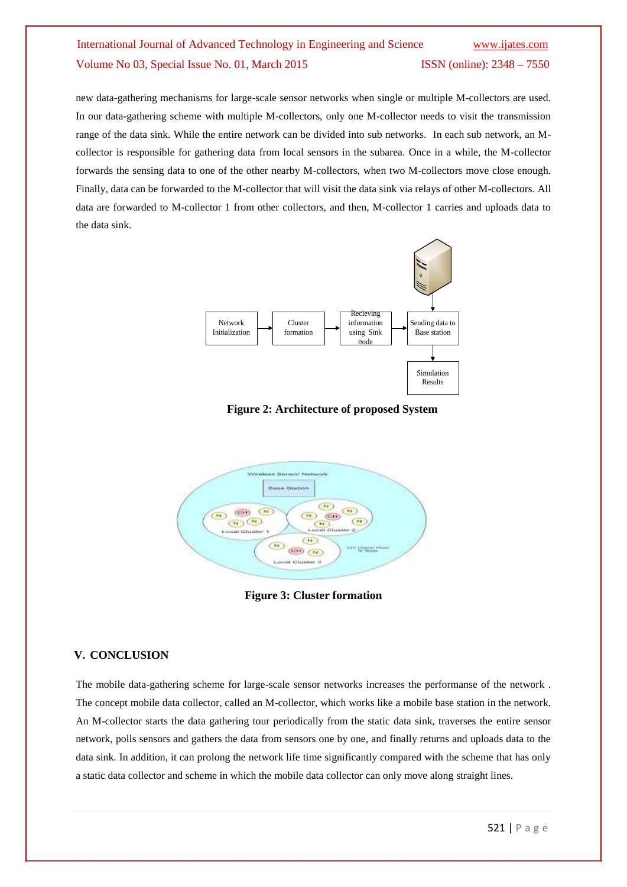new data-gathering mechanisms for large-scale sensor networks when single or multiple M-collectors are used. In our data-gathering scheme with multiple M-collectors, only one M-collector needs to visit the transmission range of the data sink. While the entire network can be divided into sub networks. In each sub network, an M-collector is responsible for gathering data from local sensors in the subarea. Once in a while, the M-collector forwards the sensing data to one of the other nearby M-collectors, when two M-collectors move close enough. Finally, data can be forwarded to the M-collector that will visit the data sink via relays of other M-collectors. All data are forwarded to M-collector 1 from other collectors, and then, M-collector 1 carries and uploads data to the data sink.

**Figure 2: Architecture of proposed System**

**Figure 3: Cluster formation**

## V. CONCLUSION

The mobile data-gathering scheme for large-scale sensor networks increases the performanse of the network . The concept mobile data collector, called an M-collector, which works like a mobile base station in the network. An M-collector starts the data gathering tour periodically from the static data sink, traverses the entire sensor network, polls sensors and gathers the data from sensors one by one, and finally returns and uploads data to the data sink. In addition, it can prolong the network life time significantly compared with the scheme that has only a static data collector and scheme in which the mobile data collector can only move along straight lines.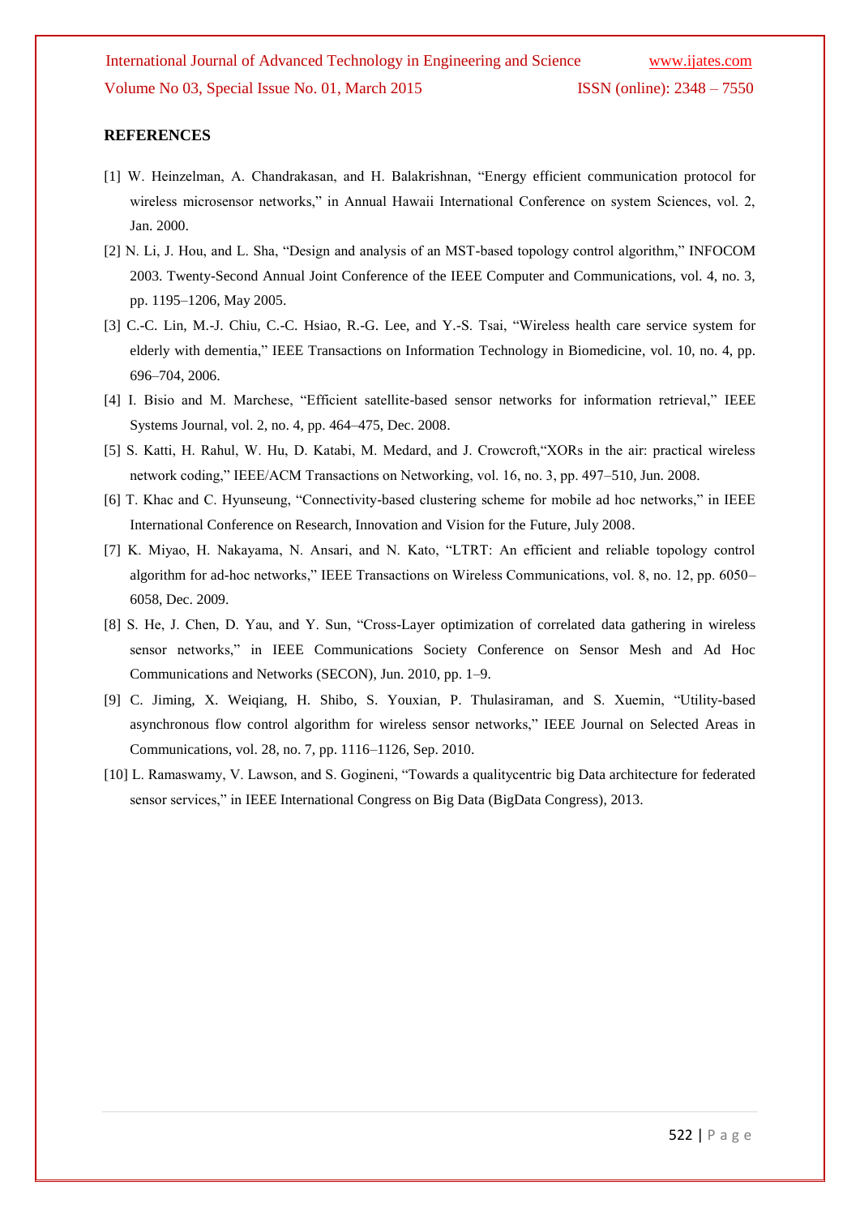## REFERENCES

[1] W. Heinzelman, A. Chandrakasan, and H. Balakrishnan, "Energy efficient communication protocol for wireless microsensor networks," in Annual Hawaii International Conference on system Sciences, vol. 2, Jan. 2000.

[2] N. Li, J. Hou, and L. Sha, "Design and analysis of an MST-based topology control algorithm," INFOCOM 2003. Twenty-Second Annual Joint Conference of the IEEE Computer and Communications, vol. 4, no. 3, pp. 1195–1206, May 2005.

[3] C.-C. Lin, M.-J. Chiu, C.-C. Hsiao, R.-G. Lee, and Y.-S. Tsai, "Wireless health care service system for elderly with dementia," IEEE Transactions on Information Technology in Biomedicine, vol. 10, no. 4, pp. 696–704, 2006.

[4] I. Bisio and M. Marchese, "Efficient satellite-based sensor networks for information retrieval," IEEE Systems Journal, vol. 2, no. 4, pp. 464–475, Dec. 2008.

[5] S. Katti, H. Rahul, W. Hu, D. Katabi, M. Medard, and J. Crowcroft,"XORs in the air: practical wireless network coding," IEEE/ACM Transactions on Networking, vol. 16, no. 3, pp. 497–510, Jun. 2008.

[6] T. Khac and C. Hyunseung, "Connectivity-based clustering scheme for mobile ad hoc networks," in IEEE International Conference on Research, Innovation and Vision for the Future, July 2008.

[7] K. Miyao, H. Nakayama, N. Ansari, and N. Kato, "LTRT: An efficient and reliable topology control algorithm for ad-hoc networks," IEEE Transactions on Wireless Communications, vol. 8, no. 12, pp. 6050–6058, Dec. 2009.

[8] S. He, J. Chen, D. Yau, and Y. Sun, "Cross-Layer optimization of correlated data gathering in wireless sensor networks," in IEEE Communications Society Conference on Sensor Mesh and Ad Hoc Communications and Networks (SECON), Jun. 2010, pp. 1–9.

[9] C. Jiming, X. Weiqiang, H. Shibo, S. Youxian, P. Thulasiraman, and S. Xuemin, "Utility-based asynchronous flow control algorithm for wireless sensor networks," IEEE Journal on Selected Areas in Communications, vol. 28, no. 7, pp. 1116–1126, Sep. 2010.

[10] L. Ramaswamy, V. Lawson, and S. Gogineni, "Towards a qualitycentric big Data architecture for federated sensor services," in IEEE International Congress on Big Data (BigData Congress), 2013.